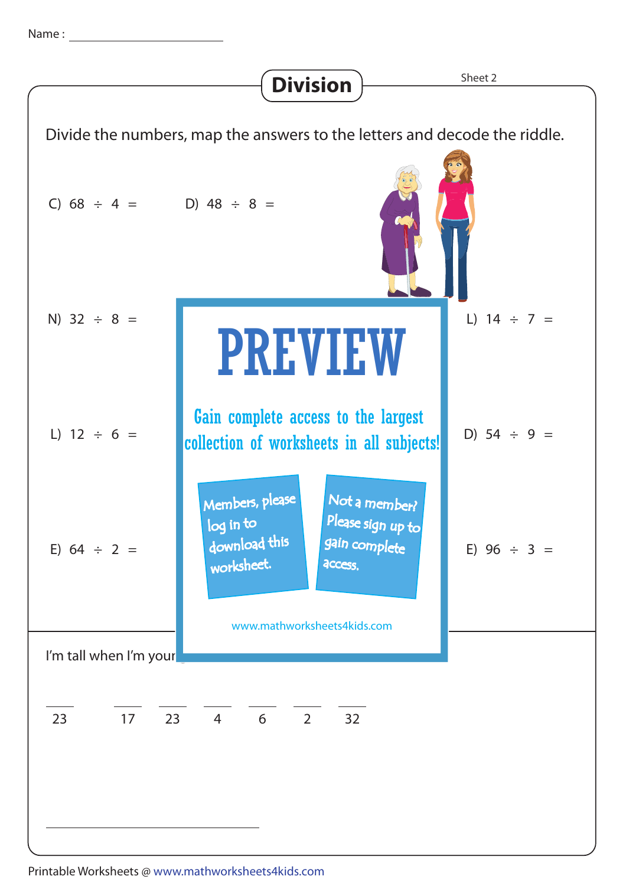Name : ______________________

# Division

Sheet 2

Divide the numbers, map the answers to the letters and decode the riddle.

C) $68 \div 4 =$ D) $48 \div 8 =$

N) $32 \div 8 =$ L) $14 \div 7 =$

L) $12 \div 6 =$ D) $54 \div 9 =$

E) $64 \div 2 =$ E) $96 \div 3 =$

PREVIEW

Gain complete access to the largest collection of worksheets in all subjects!

Members, please log in to download this worksheet.

Not a member? Please sign up to gain complete access.

www.mathworksheets4kids.com

I'm tall when I'm your

___ ___ ___ ___ ___ ___ ___
23 17 23 4 6 2 32

______________________

Printable Worksheets @ www.mathworksheets4kids.com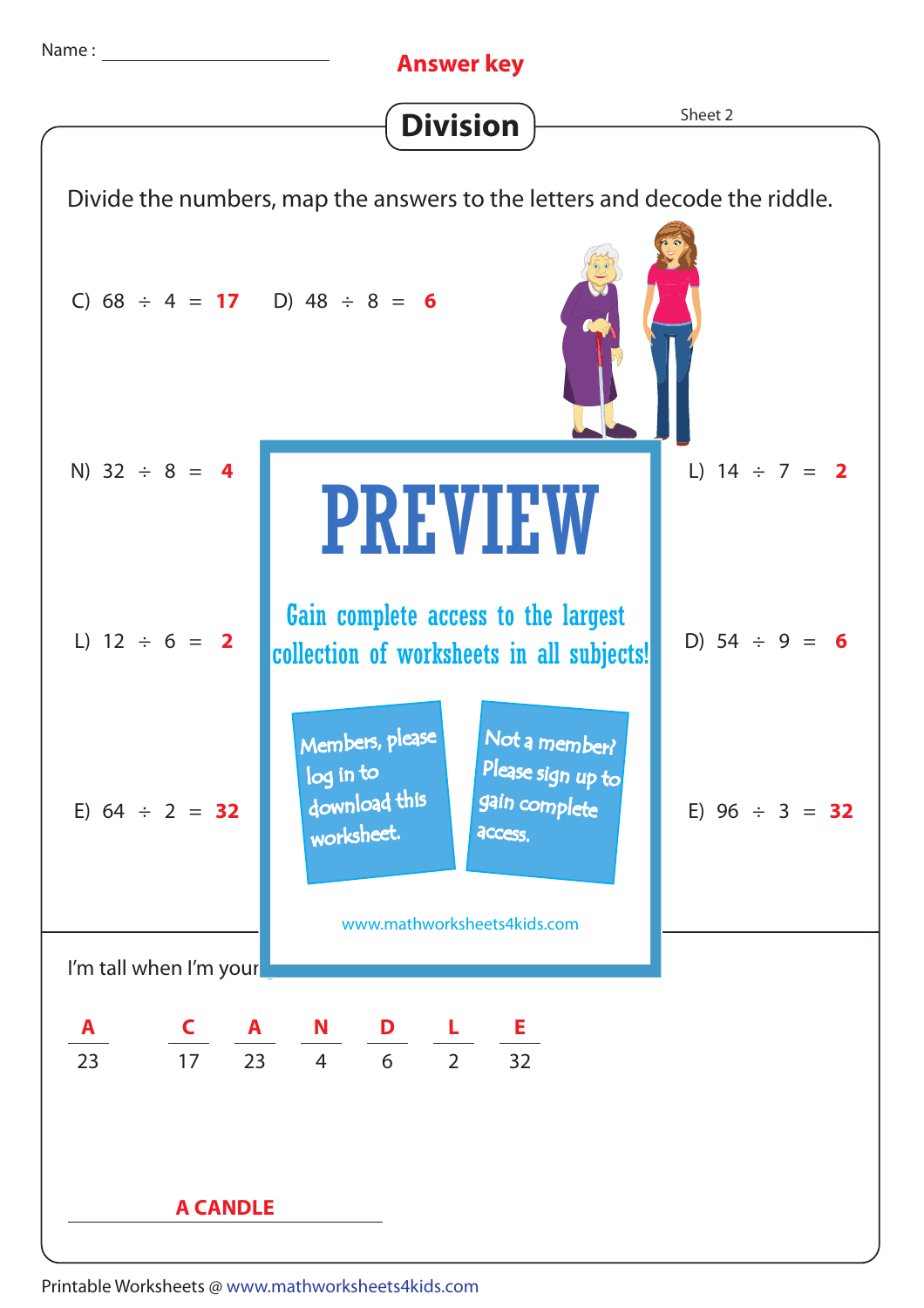Name : ____________________

**Answer key**

# Division

Sheet 2

Divide the numbers, map the answers to the letters and decode the riddle.

C) $68 \div 4 = $ **17**

D) $48 \div 8 = $ **6**

N) $32 \div 8 = $ **4**

L) $14 \div 7 = $ **2**

L) $12 \div 6 = $ **2**

D) $54 \div 9 = $ **6**

E) $64 \div 2 = $ **32**

E) $96 \div 3 = $ **32**

PREVIEW

Gain complete access to the largest collection of worksheets in all subjects!

Members, please log in to download this worksheet.

Not a member? Please sign up to gain complete access.

www.mathworksheets4kids.com

I'm tall when I'm your

| A | | C | A | N | D | L | E |
|---|---|---|---|---|---|---|---|
| 23 | | 17 | 23 | 4 | 6 | 2 | 32 |

**A CANDLE**

Printable Worksheets @ www.mathworksheets4kids.com